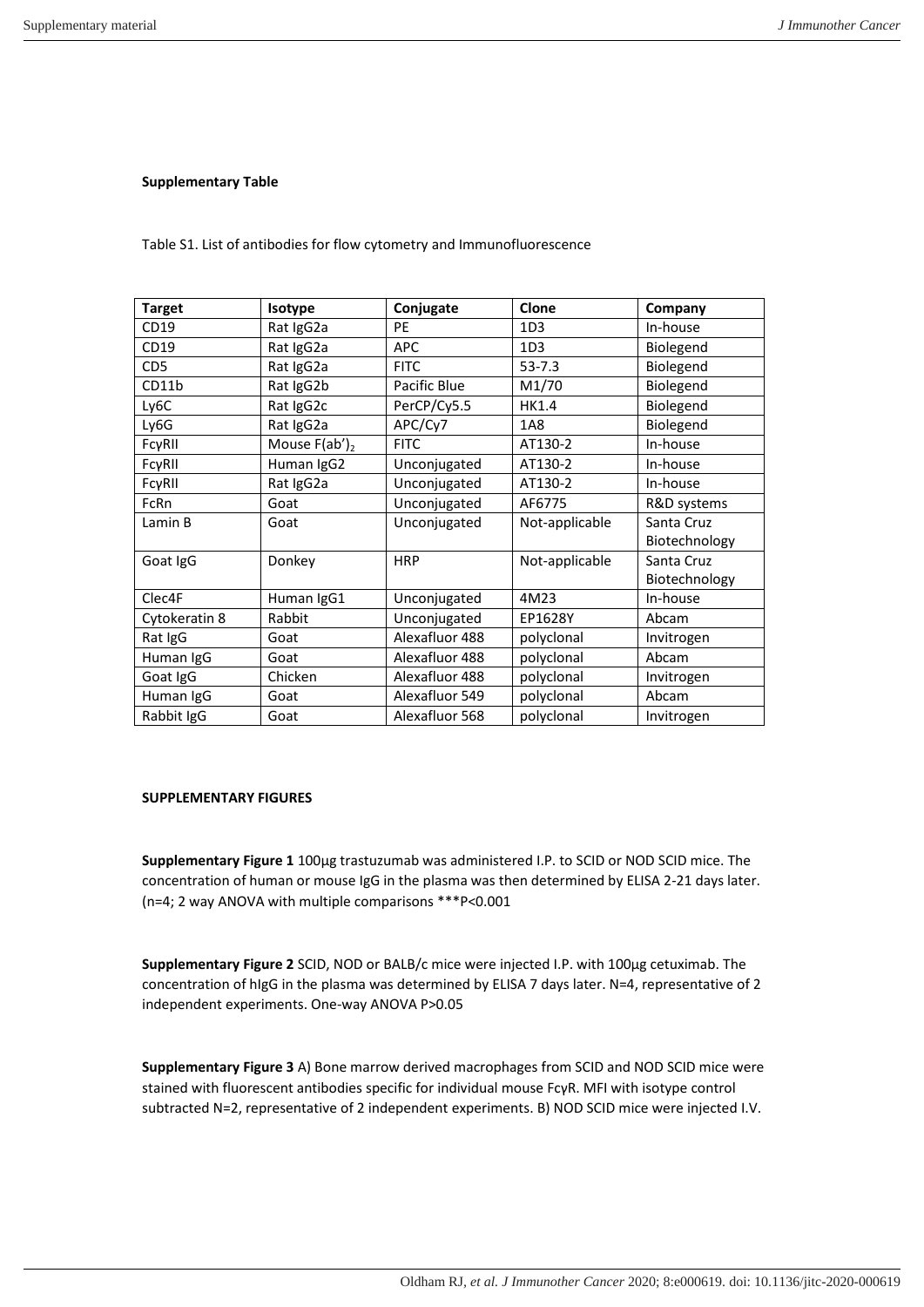**Supplementary Table**

Table S1. List of antibodies for flow cytometry and Immunofluorescence

| Target | Isotype | Conjugate | Clone | Company |
|---|---|---|---|---|
| CD19 | Rat IgG2a | PE | 1D3 | In-house |
| CD19 | Rat IgG2a | APC | 1D3 | Biolegend |
| CD5 | Rat IgG2a | FITC | 53-7.3 | Biolegend |
| CD11b | Rat IgG2b | Pacific Blue | M1/70 | Biolegend |
| Ly6C | Rat IgG2c | PerCP/Cy5.5 | HK1.4 | Biolegend |
| Ly6G | Rat IgG2a | APC/Cy7 | 1A8 | Biolegend |
| FcγRII | Mouse $F(ab')_2$ | FITC | AT130-2 | In-house |
| FcγRII | Human IgG2 | Unconjugated | AT130-2 | In-house |
| FcγRII | Rat IgG2a | Unconjugated | AT130-2 | In-house |
| FcRn | Goat | Unconjugated | AF6775 | R&D systems |
| Lamin B | Goat | Unconjugated | Not-applicable | Santa Cruz Biotechnology |
| Goat IgG | Donkey | HRP | Not-applicable | Santa Cruz Biotechnology |
| Clec4F | Human IgG1 | Unconjugated | 4M23 | In-house |
| Cytokeratin 8 | Rabbit | Unconjugated | EP1628Y | Abcam |
| Rat IgG | Goat | Alexafluor 488 | polyclonal | Invitrogen |
| Human IgG | Goat | Alexafluor 488 | polyclonal | Abcam |
| Goat IgG | Chicken | Alexafluor 488 | polyclonal | Invitrogen |
| Human IgG | Goat | Alexafluor 549 | polyclonal | Abcam |
| Rabbit IgG | Goat | Alexafluor 568 | polyclonal | Invitrogen |

**SUPPLEMENTARY FIGURES**

**Supplementary Figure 1** 100µg trastuzumab was administered I.P. to SCID or NOD SCID mice. The concentration of human or mouse IgG in the plasma was then determined by ELISA 2-21 days later. (n=4; 2 way ANOVA with multiple comparisons ***P<0.001

**Supplementary Figure 2** SCID, NOD or BALB/c mice were injected I.P. with 100µg cetuximab. The concentration of hIgG in the plasma was determined by ELISA 7 days later. N=4, representative of 2 independent experiments. One-way ANOVA P>0.05

**Supplementary Figure 3** A) Bone marrow derived macrophages from SCID and NOD SCID mice were stained with fluorescent antibodies specific for individual mouse FcγR. MFI with isotype control subtracted N=2, representative of 2 independent experiments. B) NOD SCID mice were injected I.V.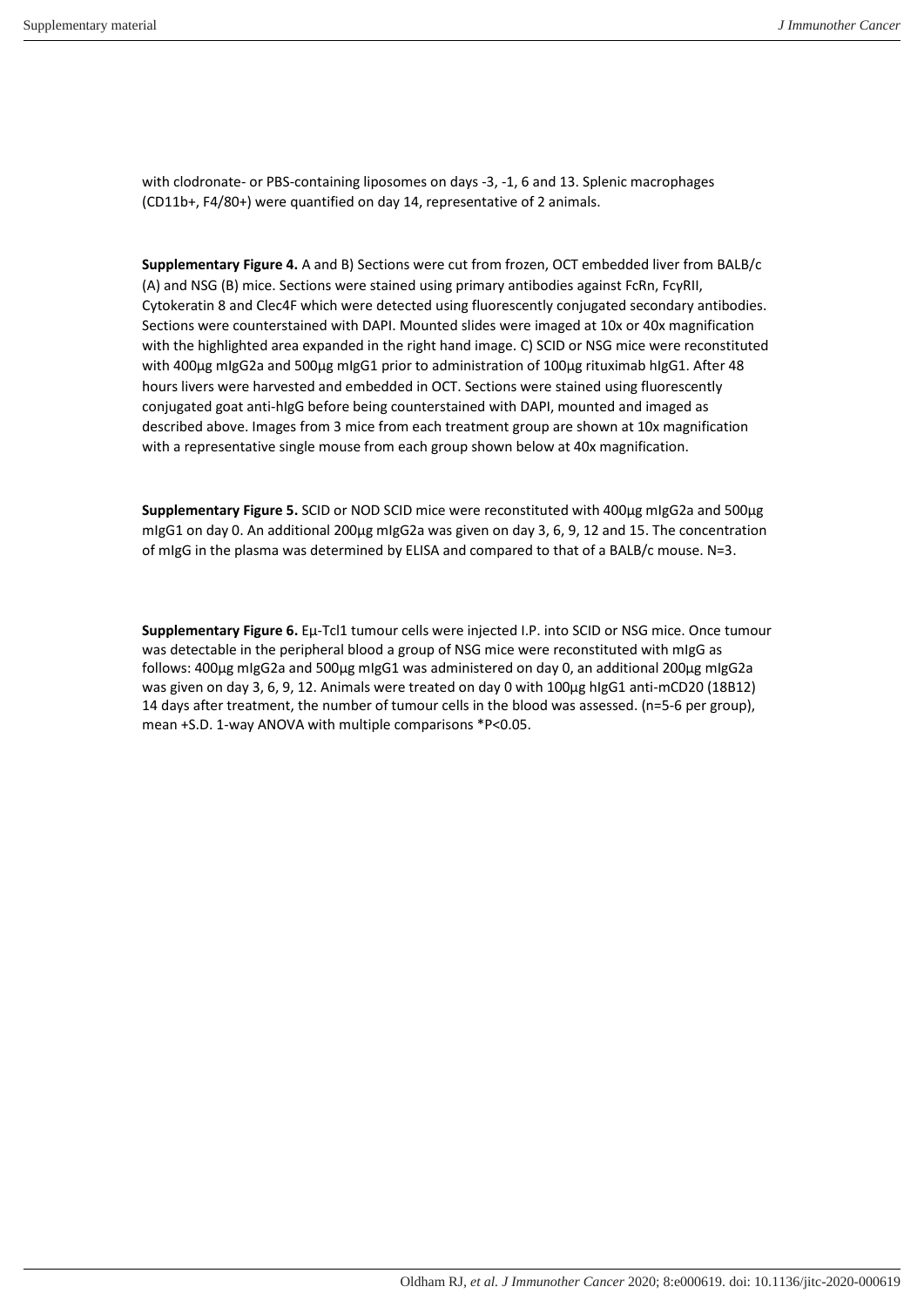with clodronate- or PBS-containing liposomes on days -3, -1, 6 and 13. Splenic macrophages (CD11b+, F4/80+) were quantified on day 14, representative of 2 animals.

**Supplementary Figure 4.** A and B) Sections were cut from frozen, OCT embedded liver from BALB/c (A) and NSG (B) mice. Sections were stained using primary antibodies against FcRn, FcγRII, Cytokeratin 8 and Clec4F which were detected using fluorescently conjugated secondary antibodies. Sections were counterstained with DAPI. Mounted slides were imaged at 10x or 40x magnification with the highlighted area expanded in the right hand image. C) SCID or NSG mice were reconstituted with 400μg mIgG2a and 500μg mIgG1 prior to administration of 100μg rituximab hIgG1. After 48 hours livers were harvested and embedded in OCT. Sections were stained using fluorescently conjugated goat anti-hIgG before being counterstained with DAPI, mounted and imaged as described above. Images from 3 mice from each treatment group are shown at 10x magnification with a representative single mouse from each group shown below at 40x magnification.

**Supplementary Figure 5.** SCID or NOD SCID mice were reconstituted with 400μg mIgG2a and 500μg mIgG1 on day 0. An additional 200μg mIgG2a was given on day 3, 6, 9, 12 and 15. The concentration of mIgG in the plasma was determined by ELISA and compared to that of a BALB/c mouse. N=3.

**Supplementary Figure 6.** Eμ-Tcl1 tumour cells were injected I.P. into SCID or NSG mice. Once tumour was detectable in the peripheral blood a group of NSG mice were reconstituted with mIgG as follows: 400μg mIgG2a and 500μg mIgG1 was administered on day 0, an additional 200μg mIgG2a was given on day 3, 6, 9, 12. Animals were treated on day 0 with 100μg hIgG1 anti-mCD20 (18B12) 14 days after treatment, the number of tumour cells in the blood was assessed. (n=5-6 per group), mean +S.D. 1-way ANOVA with multiple comparisons *$P<0.05$.